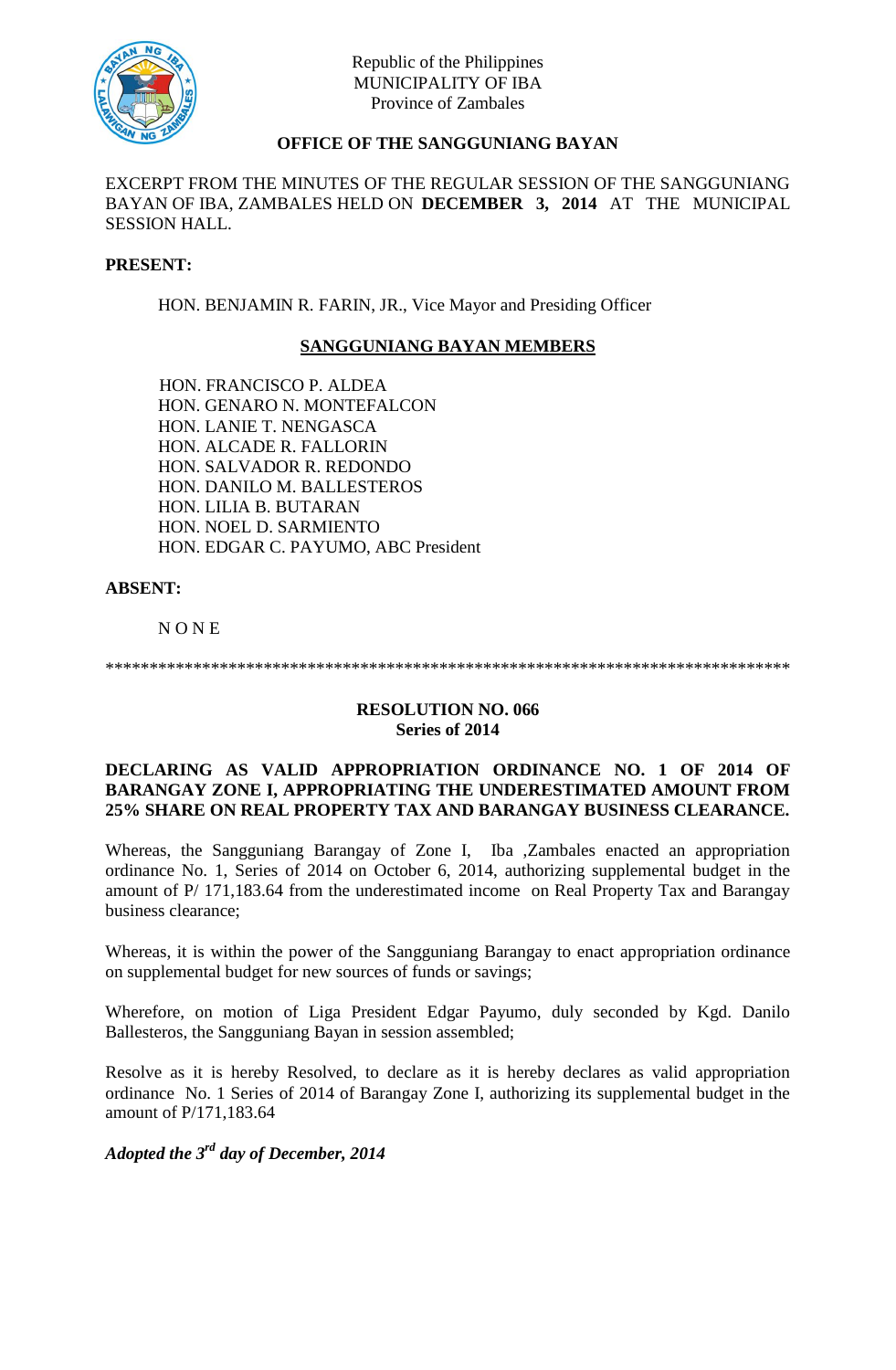Republic of the Philippines
MUNICIPALITY OF IBA
Province of Zambales

**OFFICE OF THE SANGGUNIANG BAYAN**

EXCERPT FROM THE MINUTES OF THE REGULAR SESSION OF THE SANGGUNIANG BAYAN OF IBA, ZAMBALES HELD ON **DECEMBER 3, 2014** AT THE MUNICIPAL SESSION HALL.

**PRESENT:**

HON. BENJAMIN R. FARIN, JR., Vice Mayor and Presiding Officer

**SANGGUNIANG BAYAN MEMBERS**

HON. FRANCISCO P. ALDEA
HON. GENARO N. MONTEFALCON
HON. LANIE T. NENGASCA
HON. ALCADE R. FALLORIN
HON. SALVADOR R. REDONDO
HON. DANILO M. BALLESTEROS
HON. LILIA B. BUTARAN
HON. NOEL D. SARMIENTO
HON. EDGAR C. PAYUMO, ABC President

**ABSENT:**

N O N E

*******************************************************************************

**RESOLUTION NO. 066**
**Series of 2014**

**DECLARING AS VALID APPROPRIATION ORDINANCE NO. 1 OF 2014 OF BARANGAY ZONE I, APPROPRIATING THE UNDERESTIMATED AMOUNT FROM 25% SHARE ON REAL PROPERTY TAX AND BARANGAY BUSINESS CLEARANCE.**

Whereas, the Sangguniang Barangay of Zone I, Iba ,Zambales enacted an appropriation ordinance No. 1, Series of 2014 on October 6, 2014, authorizing supplemental budget in the amount of P/ 171,183.64 from the underestimated income on Real Property Tax and Barangay business clearance;

Whereas, it is within the power of the Sangguniang Barangay to enact appropriation ordinance on supplemental budget for new sources of funds or savings;

Wherefore, on motion of Liga President Edgar Payumo, duly seconded by Kgd. Danilo Ballesteros, the Sangguniang Bayan in session assembled;

Resolve as it is hereby Resolved, to declare as it is hereby declares as valid appropriation ordinance No. 1 Series of 2014 of Barangay Zone I, authorizing its supplemental budget in the amount of P/171,183.64

***Adopted the 3rd day of December, 2014***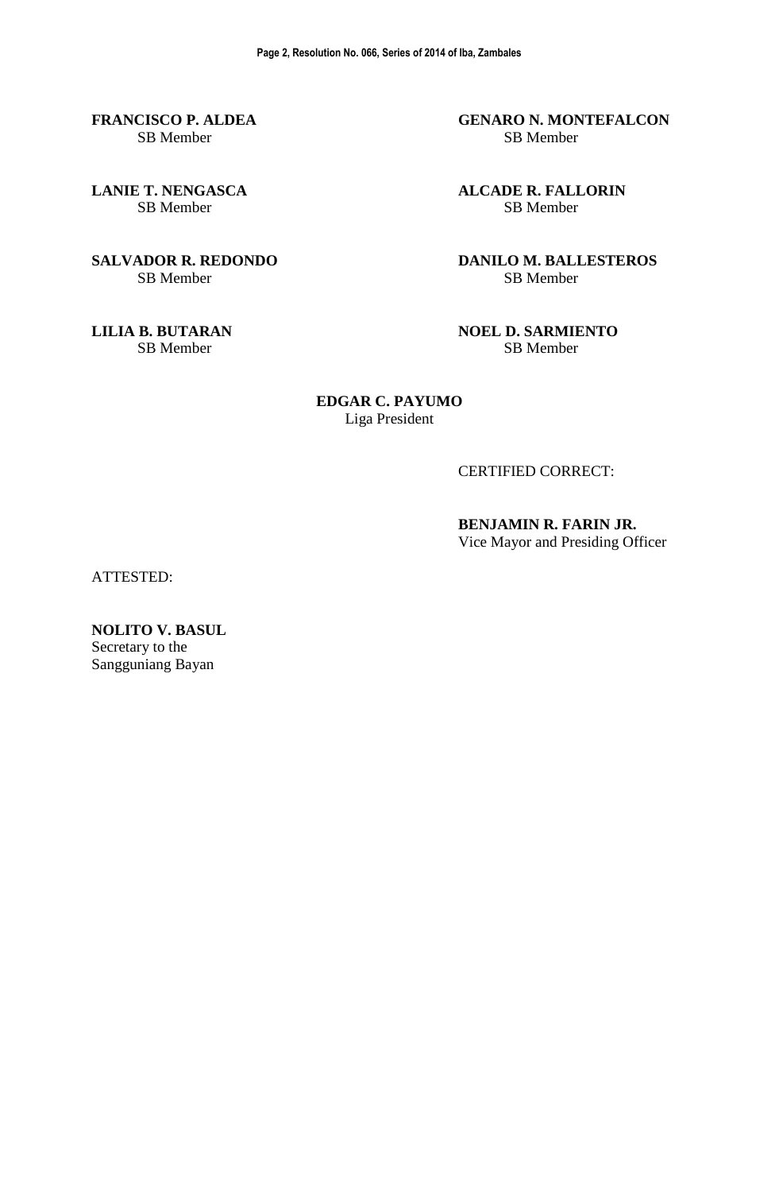**FRANCISCO P. ALDEA**
SB Member

**GENARO N. MONTEFALCON**
SB Member

**LANIE T. NENGASCA**
SB Member

**ALCADE R. FALLORIN**
SB Member

**SALVADOR R. REDONDO**
SB Member

**DANILO M. BALLESTEROS**
SB Member

**LILIA B. BUTARAN**
SB Member

**NOEL D. SARMIENTO**
SB Member

**EDGAR C. PAYUMO**
Liga President

CERTIFIED CORRECT:

**BENJAMIN R. FARIN JR.**
Vice Mayor and Presiding Officer

ATTESTED:

**NOLITO V. BASUL**
Secretary to the
Sangguniang Bayan